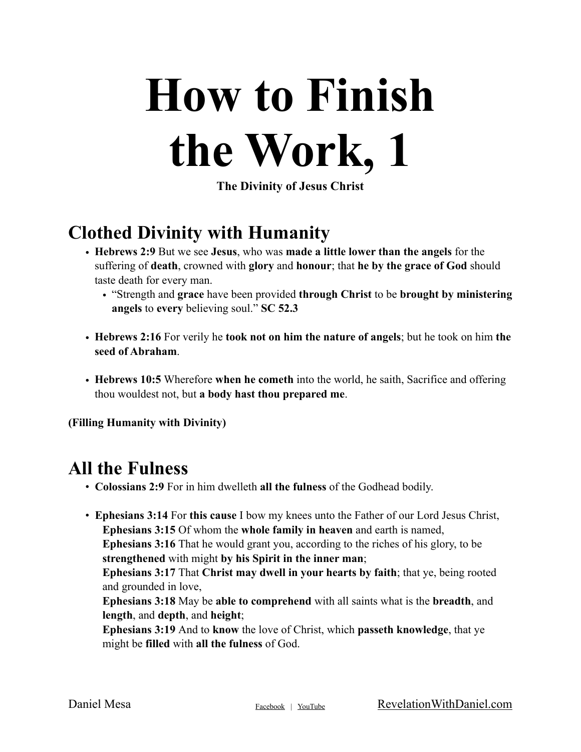# How to Finish the Work, 1

**The Divinity of Jesus Christ**

## Clothed Divinity with Humanity

- **Hebrews 2:9** But we see **Jesus**, who was **made a little lower than the angels** for the suffering of **death**, crowned with **glory** and **honour**; that **he by the grace of God** should taste death for every man.
    - “Strength and **grace** have been provided **through Christ** to be **brought by ministering angels** to **every** believing soul.” **SC 52.3**

- **Hebrews 2:16** For verily he **took not on him the nature of angels**; but he took on him **the seed of Abraham**.

- **Hebrews 10:5** Wherefore **when he cometh** into the world, he saith, Sacrifice and offering thou wouldest not, but **a body hast thou prepared me**.

**(Filling Humanity with Divinity)**

## All the Fulness

- **Colossians 2:9** For in him dwelleth **all the fulness** of the Godhead bodily.

- **Ephesians 3:14** For **this cause** I bow my knees unto the Father of our Lord Jesus Christ,
  **Ephesians 3:15** Of whom the **whole family in heaven** and earth is named,
  **Ephesians 3:16** That he would grant you, according to the riches of his glory, to be **strengthened** with might **by his Spirit in the inner man**;
  **Ephesians 3:17** That **Christ may dwell in your hearts by faith**; that ye, being rooted and grounded in love,
  **Ephesians 3:18** May be **able to comprehend** with all saints what is the **breadth**, and **length**, and **depth**, and **height**;
  **Ephesians 3:19** And to **know** the love of Christ, which **passeth knowledge**, that ye might be **filled** with **all the fulness** of God.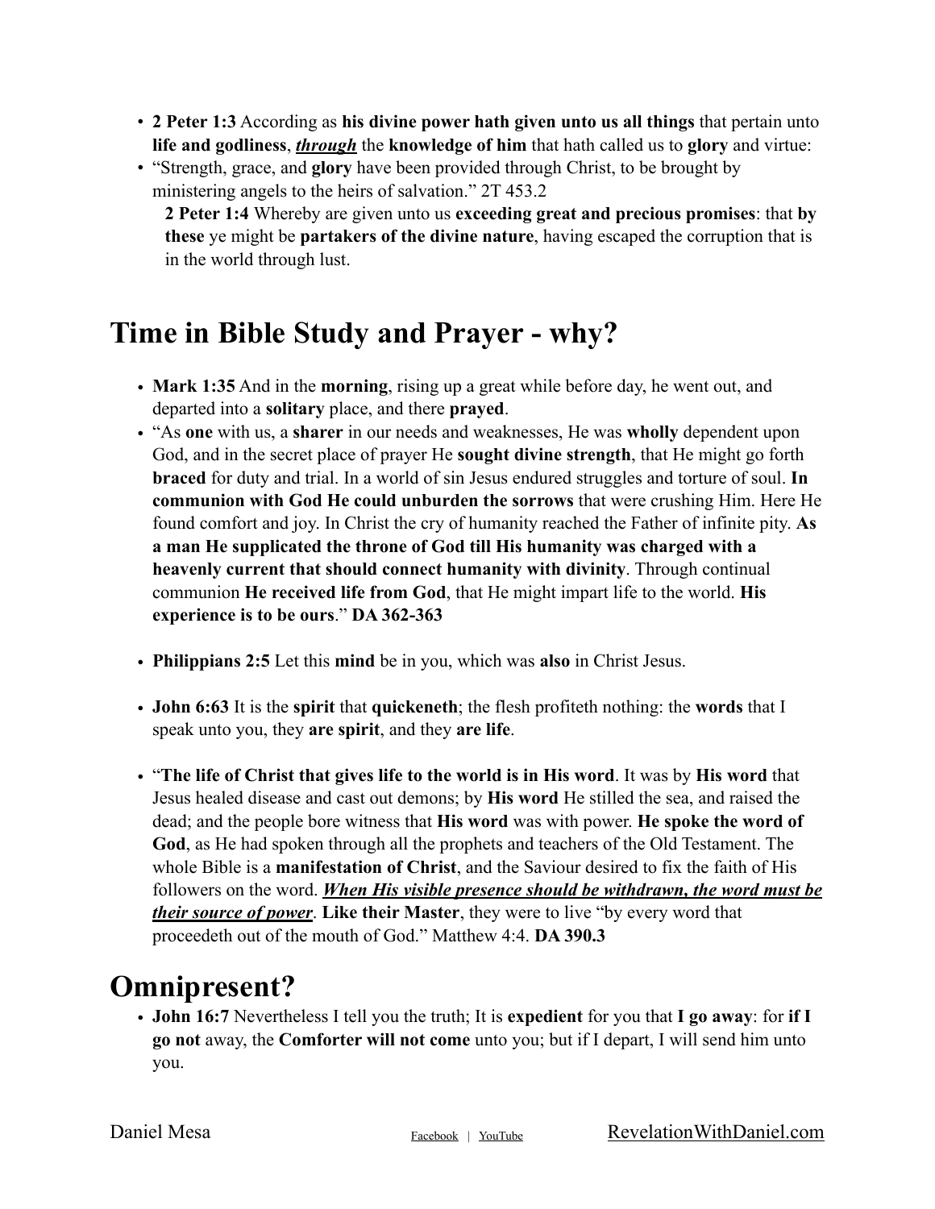- **2 Peter 1:3** According as **his divine power hath given unto us all things** that pertain unto **life and godliness**, ***<u>through</u>*** the **knowledge of him** that hath called us to **glory** and virtue:
- "Strength, grace, and **glory** have been provided through Christ, to be brought by ministering angels to the heirs of salvation." 2T 453.2

  **2 Peter 1:4** Whereby are given unto us **exceeding great and precious promises**: that **by these** ye might be **partakers of the divine nature**, having escaped the corruption that is in the world through lust.

# Time in Bible Study and Prayer - why?

- **Mark 1:35** And in the **morning**, rising up a great while before day, he went out, and departed into a **solitary** place, and there **prayed**.
- "As **one** with us, a **sharer** in our needs and weaknesses, He was **wholly** dependent upon God, and in the secret place of prayer He **sought divine strength**, that He might go forth **braced** for duty and trial. In a world of sin Jesus endured struggles and torture of soul. **In communion with God He could unburden the sorrows** that were crushing Him. Here He found comfort and joy. In Christ the cry of humanity reached the Father of infinite pity. **As a man He supplicated the throne of God till His humanity was charged with a heavenly current that should connect humanity with divinity**. Through continual communion **He received life from God**, that He might impart life to the world. **His experience is to be ours**." **DA 362-363**

- **Philippians 2:5** Let this **mind** be in you, which was **also** in Christ Jesus.

- **John 6:63** It is the **spirit** that **quickeneth**; the flesh profiteth nothing: the **words** that I speak unto you, they **are spirit**, and they **are life**.

- "**The life of Christ that gives life to the world is in His word**. It was by **His word** that Jesus healed disease and cast out demons; by **His word** He stilled the sea, and raised the dead; and the people bore witness that **His word** was with power. **He spoke the word of God**, as He had spoken through all the prophets and teachers of the Old Testament. The whole Bible is a **manifestation of Christ**, and the Saviour desired to fix the faith of His followers on the word. ***<u>When His visible presence should be withdrawn, the word must be their source of power</u>***. **Like their Master**, they were to live "by every word that proceedeth out of the mouth of God." Matthew 4:4. **DA 390.3**

# Omnipresent?

- **John 16:7** Nevertheless I tell you the truth; It is **expedient** for you that **I go away**: for **if I go not** away, the **Comforter will not come** unto you; but if I depart, I will send him unto you.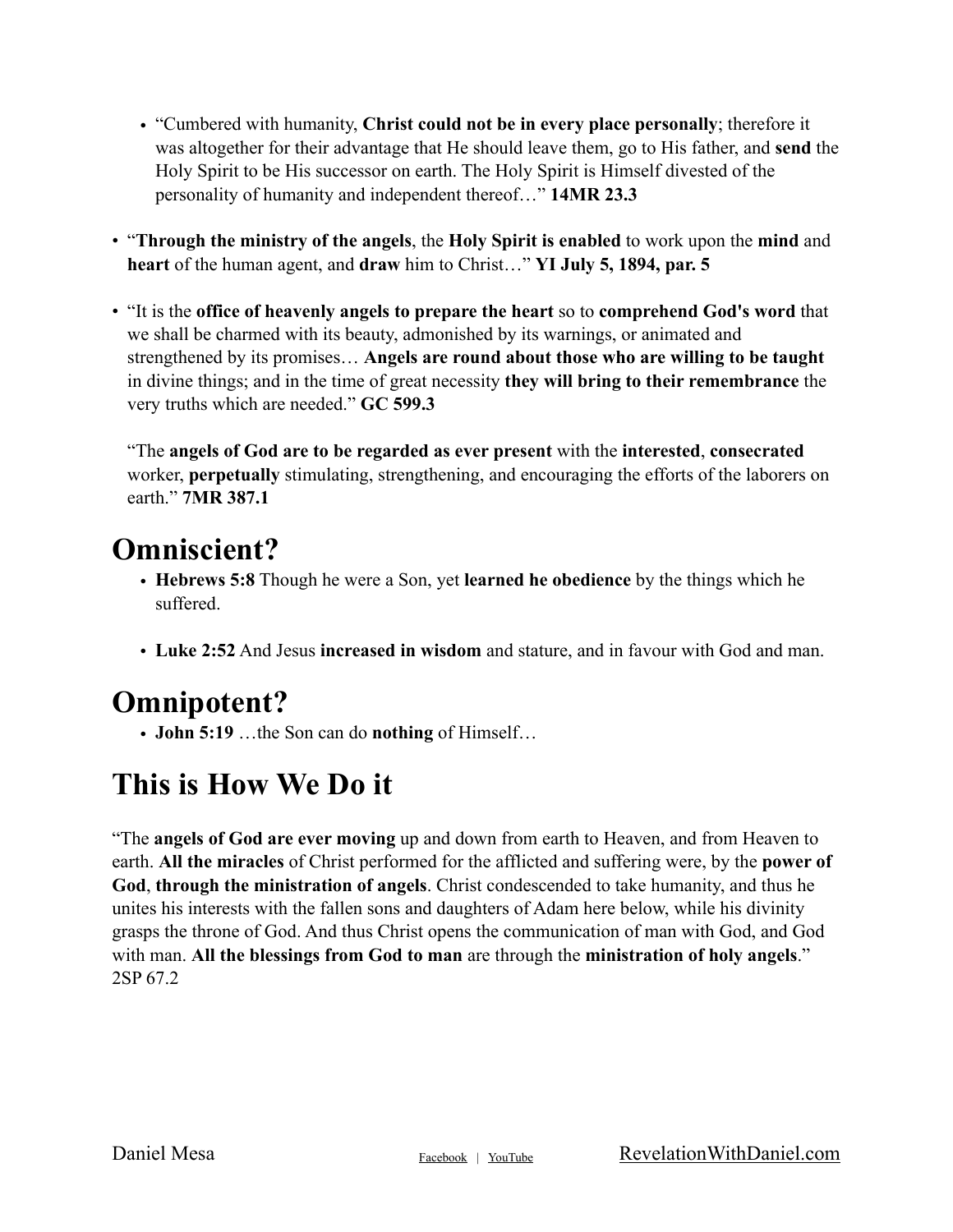- "Cumbered with humanity, **Christ could not be in every place personally**; therefore it was altogether for their advantage that He should leave them, go to His father, and **send** the Holy Spirit to be His successor on earth. The Holy Spirit is Himself divested of the personality of humanity and independent thereof…" **14MR 23.3**

- "**Through the ministry of the angels**, the **Holy Spirit is enabled** to work upon the **mind** and **heart** of the human agent, and **draw** him to Christ…" **YI July 5, 1894, par. 5**

- "It is the **office of heavenly angels to prepare the heart** so to **comprehend God's word** that we shall be charmed with its beauty, admonished by its warnings, or animated and strengthened by its promises… **Angels are round about those who are willing to be taught** in divine things; and in the time of great necessity **they will bring to their remembrance** the very truths which are needed." **GC 599.3**

  "The **angels of God are to be regarded as ever present** with the **interested**, **consecrated** worker, **perpetually** stimulating, strengthening, and encouraging the efforts of the laborers on earth." **7MR 387.1**

# Omniscient?

- **Hebrews 5:8** Though he were a Son, yet **learned he obedience** by the things which he suffered.

- **Luke 2:52** And Jesus **increased in wisdom** and stature, and in favour with God and man.

# Omnipotent?

- **John 5:19** …the Son can do **nothing** of Himself…

# This is How We Do it

"The **angels of God are ever moving** up and down from earth to Heaven, and from Heaven to earth. **All the miracles** of Christ performed for the afflicted and suffering were, by the **power of God**, **through the ministration of angels**. Christ condescended to take humanity, and thus he unites his interests with the fallen sons and daughters of Adam here below, while his divinity grasps the throne of God. And thus Christ opens the communication of man with God, and God with man. **All the blessings from God to man** are through the **ministration of holy angels**." 2SP 67.2

Daniel Mesa Facebook | YouTube RevelationWithDaniel.com